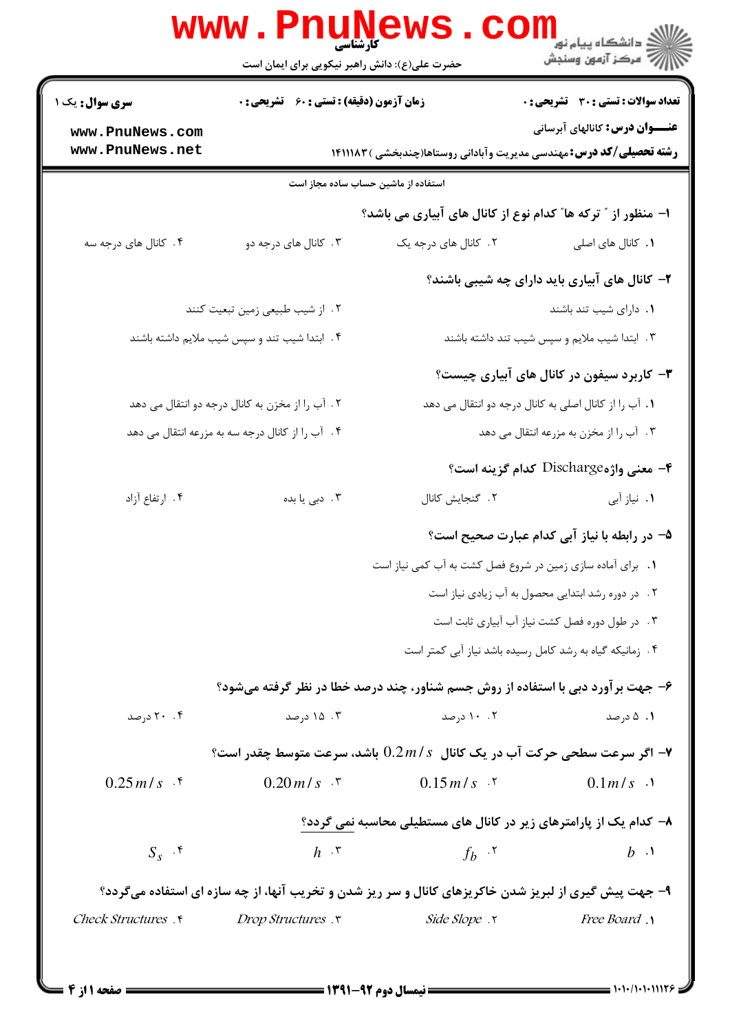**سری سوال:** یک ۱

**زمان آزمون (دقیقه) : تستی : ۶۰ تشریحی : ۰**

**تعداد سوالات : تستی : ۳۰ تشریحی : ۰**

**عنـــوان درس:** کانالهای آبرسانی

**رشته تحصیلی/کد درس:** مهندسی مدیریت وآبادانی روستاها(چندبخشی ) ۱۴۱۱۱۸۳

استفاده از ماشین حساب ساده مجاز است

**۱- منظور از " ترکه ها" کدام نوع از کانال های آبیاری می باشد؟**

۱. کانال های اصلی
۲. کانال های درجه یک
۳. کانال های درجه دو
۴. کانال های درجه سه

**۲- کانال های آبیاری باید دارای چه شیبی باشند؟**

۱. دارای شیب تند باشند
۲. از شیب طبیعی زمین تبعیت کنند
۳. ابتدا شیب ملایم و سپس شیب تند داشته باشند
۴. ابتدا شیب تند و سپس شیب ملایم داشته باشند

**۳- کاربرد سیفون در کانال های آبیاری چیست؟**

۱. آب را از کانال اصلی به کانال درجه دو انتقال می دهد
۲. آب را از مخزن به کانال درجه دو انتقال می دهد
۳. آب را از مخزن به مزرعه انتقال می دهد
۴. آب را از کانال درجه سه به مزرعه انتقال می دهد

**۴- معنی واژه Discharge کدام گزینه است؟**

۱. نیاز آبی
۲. گنجایش کانال
۳. دبی یا بده
۴. ارتفاع آزاد

**۵- در رابطه با نیاز آبی کدام عبارت صحیح است؟**

۱. برای آماده سازی زمین در شروع فصل کشت به آب کمی نیاز است
۲. در دوره رشد ابتدایی محصول به آب زیادی نیاز است
۳. در طول دوره فصل کشت نیاز آب آبیاری ثابت است
۴. زمانیکه گیاه به رشد کامل رسیده باشد نیاز آبی کمتر است

**۶- جهت برآورد دبی با استفاده از روش جسم شناور، چند درصد خطا در نظر گرفته می‌شود؟**

۱. ۵ درصد
۲. ۱۰ درصد
۳. ۱۵ درصد
۴. ۲۰ درصد

**۷- اگر سرعت سطحی حرکت آب در یک کانال $0.2\,m/s$ باشد، سرعت متوسط چقدر است؟**

۱. $0.1\,m/s$
۲. $0.15\,m/s$
۳. $0.20\,m/s$
۴. $0.25\,m/s$

**۸- کدام یک از پارامترهای زیر در کانال های مستطیلی محاسبه نمی گردد؟**

۱. $b$
۲. $f_b$
۳. $h$
۴. $S_s$

**۹- جهت پیش گیری از لبریز شدن خاکریزهای کانال و سر ریز شدن و تخریب آنها، از چه سازه ای استفاده می‌گردد؟**

۱. Free Board
۲. Side Slope
۳. Drop Structures
۴. Check Structures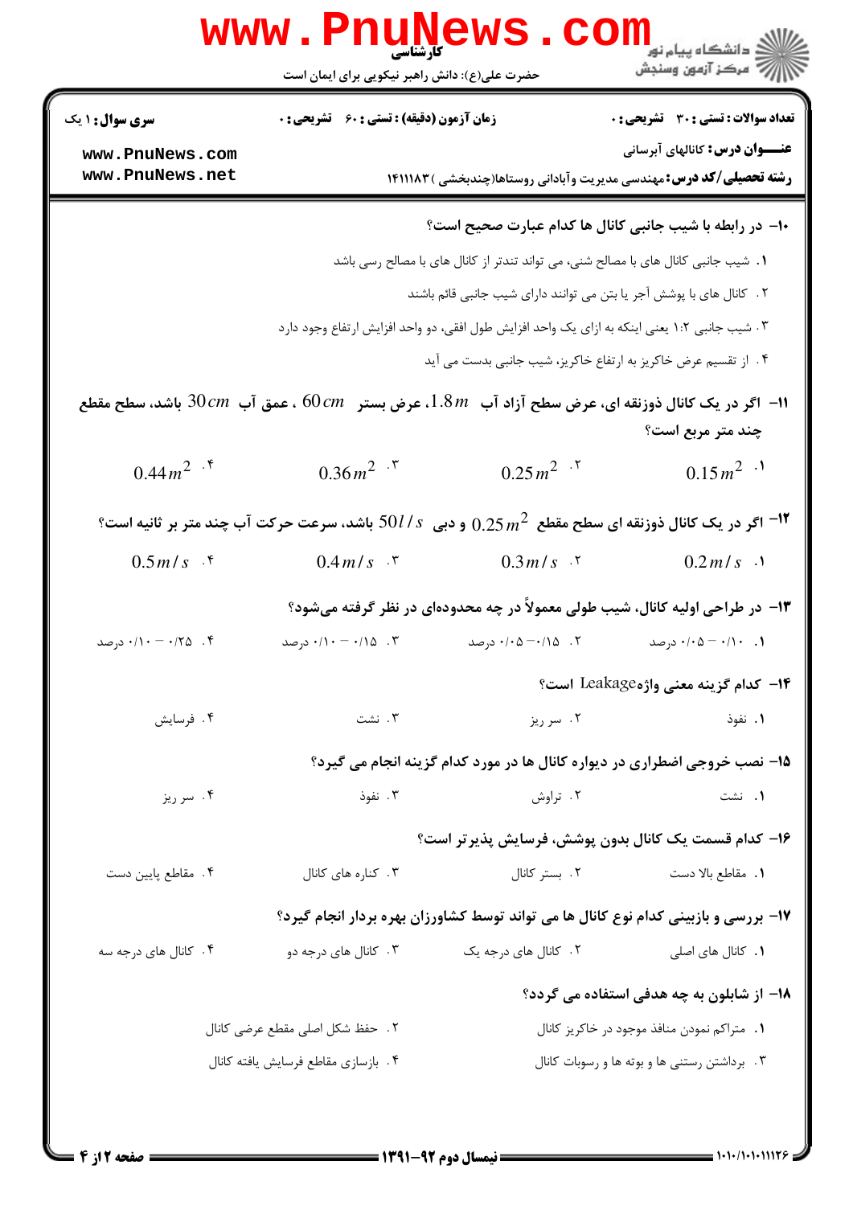۱۰- در رابطه با شیب جانبی کانال ها کدام عبارت صحیح است؟

۱. شیب جانبی کانال های با مصالح شنی، می تواند تندتر از کانال های با مصالح رسی باشد

۲. کانال های با پوشش آجر یا بتن می توانند دارای شیب جانبی قائم باشند

۳. شیب جانبی ۱:۲ یعنی اینکه به ازای یک واحد افزایش طول افقی، دو واحد افزایش ارتفاع وجود دارد

۴. از تقسیم عرض خاکریز به ارتفاع خاکریز، شیب جانبی بدست می آید

۱۱- اگر در یک کانال ذوزنقه ای، عرض سطح آزاد آب $1.8m$، عرض بستر $60cm$ ، عمق آب $30cm$ باشد، سطح مقطع چند متر مربع است؟

۱. $0.15m^2$

۲. $0.25m^2$

۳. $0.36m^2$

۴. $0.44m^2$

۱۲- اگر در یک کانال ذوزنقه ای سطح مقطع $0.25m^2$ و دبی $50l/s$ باشد، سرعت حرکت آب چند متر بر ثانیه است؟

۱. $0.2m/s$

۲. $0.3m/s$

۳. $0.4m/s$

۴. $0.5m/s$

۱۳- در طراحی اولیه کانال، شیب طولی معمولاً در چه محدوده‌ای در نظر گرفته می‌شود؟

۱. ۰/۰۵ — ۰/۱۰ درصد

۲. ۰/۰۵ — ۰/۱۵ درصد

۳. ۰/۱۰ — ۰/۱۵ درصد

۴. ۰/۱۰ — ۰/۲۵ درصد

۱۴- کدام گزینه معنی واژه Leakage است؟

۱. نفوذ

۲. سر ریز

۳. نشت

۴. فرسایش

۱۵- نصب خروجی اضطراری در دیواره کانال ها در مورد کدام گزینه انجام می گیرد؟

۱. نشت

۲. تراوش

۳. نفوذ

۴. سر ریز

۱۶- کدام قسمت یک کانال بدون پوشش، فرسایش پذیرتر است؟

۱. مقاطع بالا دست

۲. بستر کانال

۳. کناره های کانال

۴. مقاطع پایین دست

۱۷- بررسی و بازبینی کدام نوع کانال ها می تواند توسط کشاورزان بهره بردار انجام گیرد؟

۱. کانال های اصلی

۲. کانال های درجه یک

۳. کانال های درجه دو

۴. کانال های درجه سه

۱۸- از شابلون به چه هدفی استفاده می گردد؟

۱. متراکم نمودن منافذ موجود در خاکریز کانال

۲. حفظ شکل اصلی مقطع عرضی کانال

۳. برداشتن رستنی ها و بوته ها و رسوبات کانال

۴. بازسازی مقاطع فرسایش یافته کانال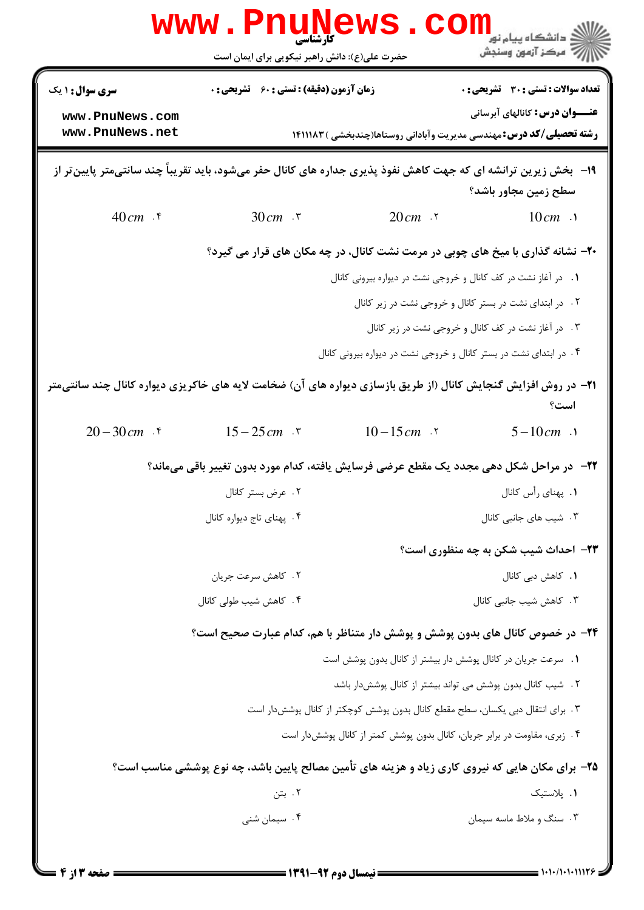**سری سؤال:** ۱ یک | **زمان آزمون (دقیقه):** تستی: ۶۰ تشریحی: ۰ | **تعداد سوالات:** تستی: ۳۰ تشریحی: ۰

**عنـــوان درس:** کانالهای آبرسانی

**رشته تحصیلی/کد درس:** مهندسی مدیریت وآبادانی روستاها(چندبخشی) ۱۴۱۱۱۸۳

۱۹- بخش زیرین ترانشه ای که جهت کاهش نفوذ پذیری جداره های کانال حفر می‌شود، باید تقریباً چند سانتی‌متر پایین‌تر از سطح زمین مجاور باشد؟

۱. $10cm$
۲. $20cm$
۳. $30cm$
۴. $40cm$

۲۰- نشانه گذاری با میخ های چوبی در مرمت نشت کانال، در چه مکان های قرار می گیرد؟

۱. در آغاز نشت در کف کانال و خروجی نشت در دیواره بیرونی کانال
۲. در ابتدای نشت در بستر کانال و خروجی نشت در زیر کانال
۳. در آغاز نشت در کف کانال و خروجی نشت در زیر کانال
۴. در ابتدای نشت در بستر کانال و خروجی نشت در دیواره بیرونی کانال

۲۱- در روش افزایش گنجایش کانال (از طریق بازسازی دیواره های آن) ضخامت لایه های خاکریزی دیواره کانال چند سانتی‌متر است؟

۱. $5-10cm$
۲. $10-15cm$
۳. $15-25cm$
۴. $20-30cm$

۲۲- در مراحل شکل دهی مجدد یک مقطع عرضی فرسایش یافته، کدام مورد بدون تغییر باقی می‌ماند؟

۱. پهنای رأس کانال
۲. عرض بستر کانال
۳. شیب های جانبی کانال
۴. پهنای تاج دیواره کانال

۲۳- احداث شیب شکن به چه منظوری است؟

۱. کاهش دبی کانال
۲. کاهش سرعت جریان
۳. کاهش شیب جانبی کانال
۴. کاهش شیب طولی کانال

۲۴- در خصوص کانال های بدون پوشش و پوشش دار متناظر با هم، کدام عبارت صحیح است؟

۱. سرعت جریان در کانال پوشش دار بیشتر از کانال بدون پوشش است
۲. شیب کانال بدون پوشش می تواند بیشتر از کانال پوشش‌دار باشد
۳. برای انتقال دبی یکسان، سطح مقطع کانال بدون پوشش کوچکتر از کانال پوشش‌دار است
۴. زبری، مقاومت در برابر جریان، کانال بدون پوشش کمتر از کانال پوشش‌دار است

۲۵- برای مکان هایی که نیروی کاری زیاد و هزینه های تأمین مصالح پایین باشد، چه نوع پوششی مناسب است؟

۱. پلاستیک
۲. بتن
۳. سنگ و ملاط ماسه سیمان
۴. سیمان شنی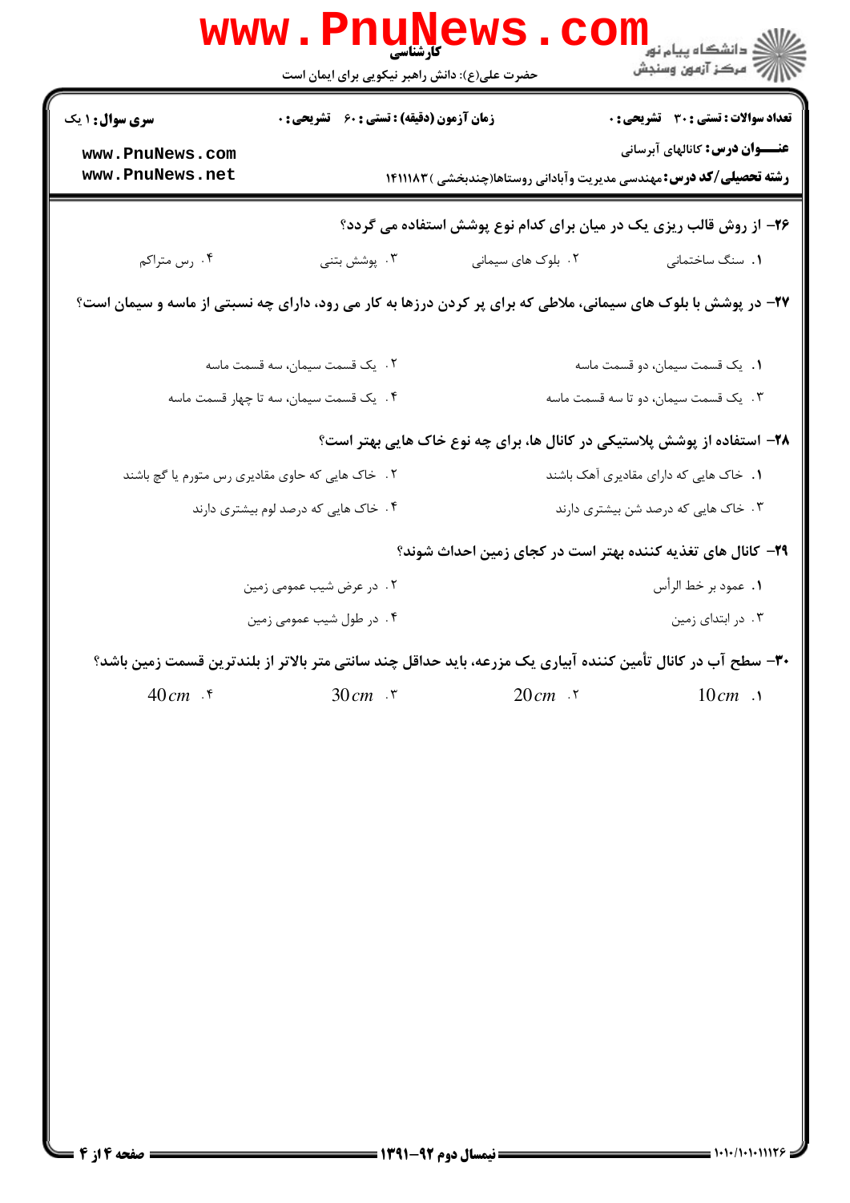۲۶- از روش قالب ریزی یک در میان برای کدام نوع پوشش استفاده می گردد؟

۱. سنگ ساختمانی
۲. بلوک های سیمانی
۳. پوشش بتنی
۴. رس متراکم

۲۷- در پوشش با بلوک های سیمانی، ملاطی که برای پر کردن درزها به کار می رود، دارای چه نسبتی از ماسه و سیمان است؟

۱. یک قسمت سیمان، دو قسمت ماسه
۲. یک قسمت سیمان، سه قسمت ماسه
۳. یک قسمت سیمان، دو تا سه قسمت ماسه
۴. یک قسمت سیمان، سه تا چهار قسمت ماسه

۲۸- استفاده از پوشش پلاستیکی در کانال ها، برای چه نوع خاک هایی بهتر است؟

۱. خاک هایی که دارای مقادیری آهک باشند
۲. خاک هایی که حاوی مقادیری رس متورم یا گچ باشند
۳. خاک هایی که درصد شن بیشتری دارند
۴. خاک هایی که درصد لوم بیشتری دارند

۲۹- کانال های تغذیه کننده بهتر است در کجای زمین احداث شوند؟

۱. عمود بر خط الرأس
۲. در عرض شیب عمومی زمین
۳. در ابتدای زمین
۴. در طول شیب عمومی زمین

۳۰- سطح آب در کانال تأمین کننده آبیاری یک مزرعه، باید حداقل چند سانتی متر بالاتر از بلندترین قسمت زمین باشد؟

۱. $10cm$
۲. $20cm$
۳. $30cm$
۴. $40cm$